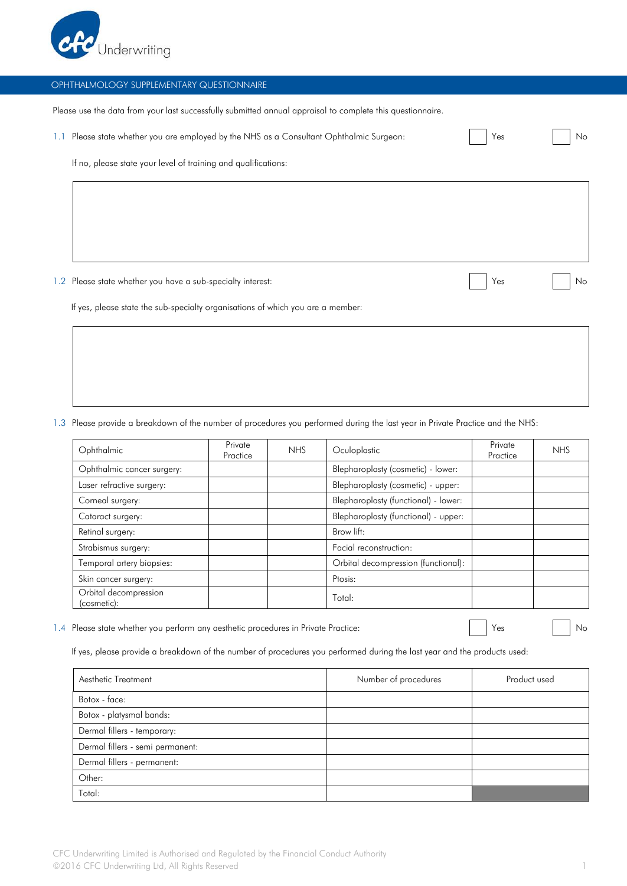CFC Underwriting

## OPHTHALMOLOGY SUPPLEMENTARY QUESTIONNAIRE

Please use the data from your last successfully submitted annual appraisal to complete this questionnaire.

1.1 Please state whether you are employed by the NHS as a Consultant Ophthalmic Surgeon: ☐ Yes ☐ No

If no, please state your level of training and qualifications:

| |
|---|
| |

1.2 Please state whether you have a sub-specialty interest: ☐ Yes ☐ No

If yes, please state the sub-specialty organisations of which you are a member:

| |
|---|
| |

1.3 Please provide a breakdown of the number of procedures you performed during the last year in Private Practice and the NHS:

| Ophthalmic | Private Practice | NHS | Oculoplastic | Private Practice | NHS |
|---|---|---|---|---|---|
| Ophthalmic cancer surgery: | | | Blepharoplasty (cosmetic) - lower: | | |
| Laser refractive surgery: | | | Blepharoplasty (cosmetic) - upper: | | |
| Corneal surgery: | | | Blepharoplasty (functional) - lower: | | |
| Cataract surgery: | | | Blepharoplasty (functional) - upper: | | |
| Retinal surgery: | | | Brow lift: | | |
| Strabismus surgery: | | | Facial reconstruction: | | |
| Temporal artery biopsies: | | | Orbital decompression (functional): | | |
| Skin cancer surgery: | | | Ptosis: | | |
| Orbital decompression (cosmetic): | | | Total: | | |

1.4 Please state whether you perform any aesthetic procedures in Private Practice: ☐ Yes ☐ No

If yes, please provide a breakdown of the number of procedures you performed during the last year and the products used:

| Aesthetic Treatment | Number of procedures | Product used |
|---|---|---|
| Botox - face: | | |
| Botox - platysmal bands: | | |
| Dermal fillers - temporary: | | |
| Dermal fillers - semi permanent: | | |
| Dermal fillers - permanent: | | |
| Other: | | |
| Total: | | |

CFC Underwriting Limited is Authorised and Regulated by the Financial Conduct Authority
©2016 CFC Underwriting Ltd, All Rights Reserved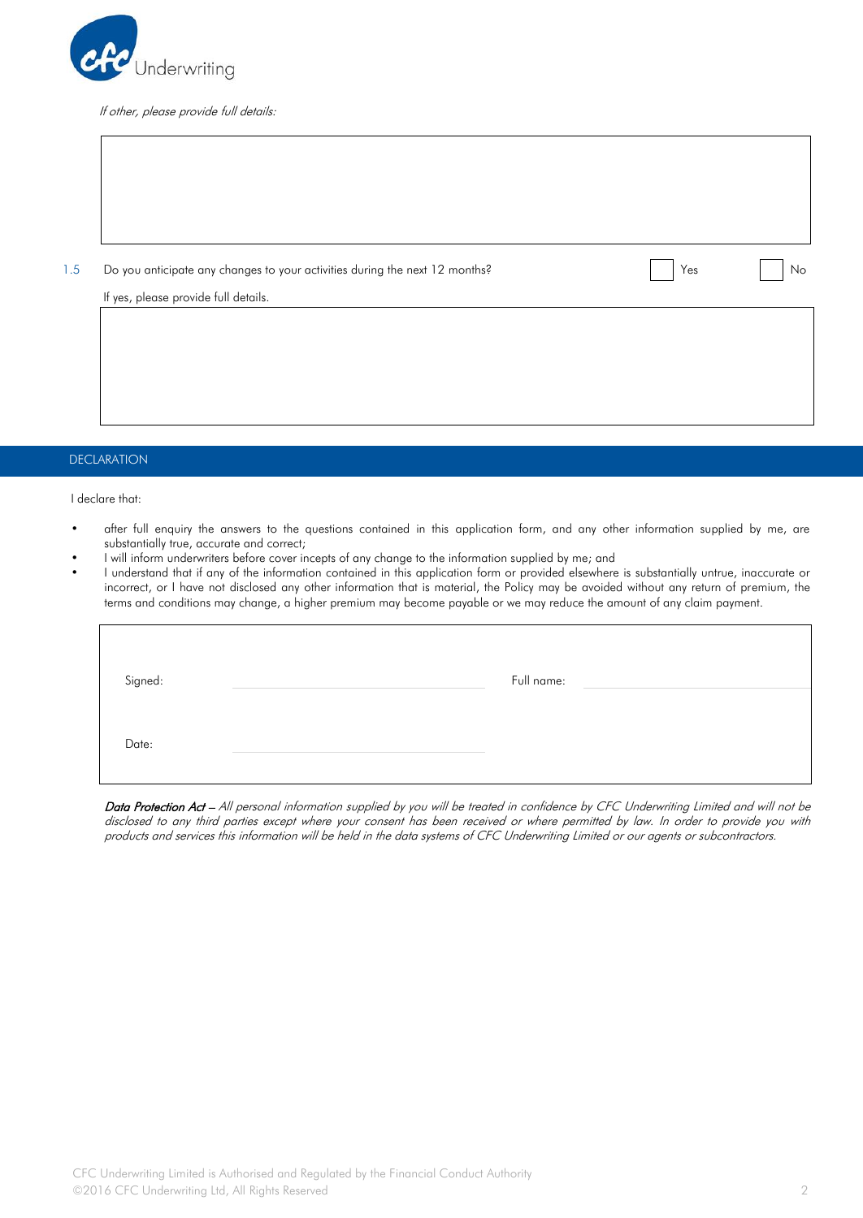*If other, please provide full details:*

1.5 Do you anticipate any changes to your activities during the next 12 months? ☐ Yes ☐ No

If yes, please provide full details.

## DECLARATION

I declare that:

- after full enquiry the answers to the questions contained in this application form, and any other information supplied by me, are substantially true, accurate and correct;
- I will inform underwriters before cover incepts of any change to the information supplied by me; and
- I understand that if any of the information contained in this application form or provided elsewhere is substantially untrue, inaccurate or incorrect, or I have not disclosed any other information that is material, the Policy may be avoided without any return of premium, the terms and conditions may change, a higher premium may become payable or we may reduce the amount of any claim payment.

| | | | |
|---|---|---|---|
| Signed: | | Full name: | |
| Date: | | | |

***Data Protection Act** – All personal information supplied by you will be treated in confidence by CFC Underwriting Limited and will not be disclosed to any third parties except where your consent has been received or where permitted by law. In order to provide you with products and services this information will be held in the data systems of CFC Underwriting Limited or our agents or subcontractors.*

CFC Underwriting Limited is Authorised and Regulated by the Financial Conduct Authority
©2016 CFC Underwriting Ltd, All Rights Reserved